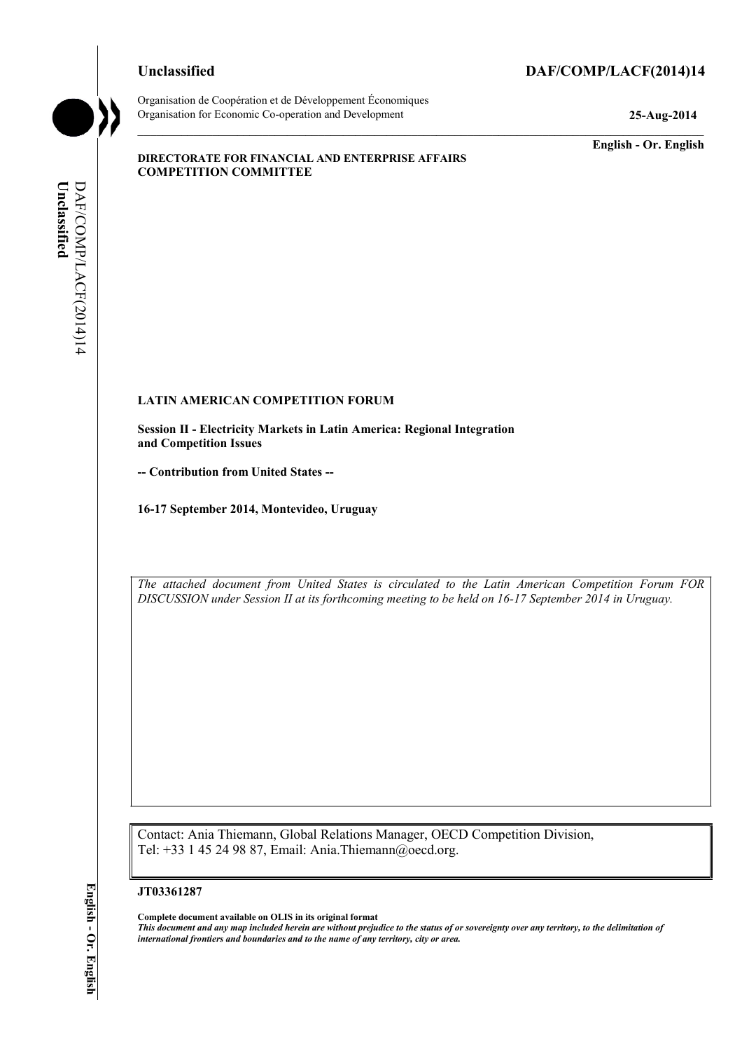**Unclassified** **DAF/COMP/LACF(2014)14**

Organisation de Coopération et de Développement Économiques
Organisation for Economic Co-operation and Development **25-Aug-2014**

**English - Or. English**

**DIRECTORATE FOR FINANCIAL AND ENTERPRISE AFFAIRS**
**COMPETITION COMMITTEE**

**LATIN AMERICAN COMPETITION FORUM**

**Session II - Electricity Markets in Latin America: Regional Integration and Competition Issues**

**-- Contribution from United States --**

**16-17 September 2014, Montevideo, Uruguay**

*The attached document from United States is circulated to the Latin American Competition Forum FOR DISCUSSION under Session II at its forthcoming meeting to be held on 16-17 September 2014 in Uruguay.*

Contact: Ania Thiemann, Global Relations Manager, OECD Competition Division, Tel: +33 1 45 24 98 87, Email: Ania.Thiemann@oecd.org.

**JT03361287**

**Complete document available on OLIS in its original format**
***This document and any map included herein are without prejudice to the status of or sovereignty over any territory, to the delimitation of international frontiers and boundaries and to the name of any territory, city or area.***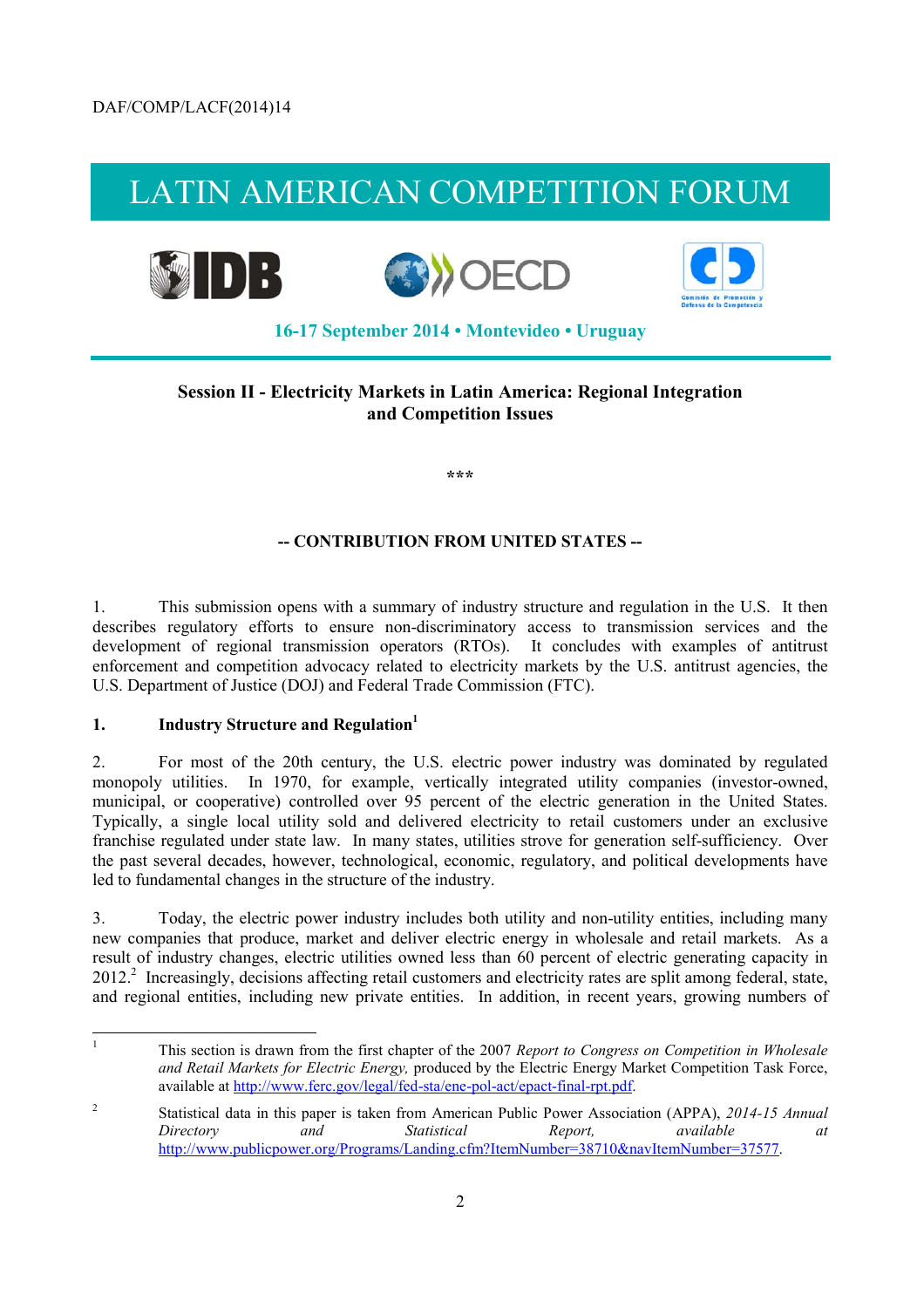DAF/COMP/LACF(2014)14

# LATIN AMERICAN COMPETITION FORUM

**16-17 September 2014 • Montevideo • Uruguay**

**Session II - Electricity Markets in Latin America: Regional Integration and Competition Issues**

\*\*\*

**-- CONTRIBUTION FROM UNITED STATES --**

1. This submission opens with a summary of industry structure and regulation in the U.S. It then describes regulatory efforts to ensure non-discriminatory access to transmission services and the development of regional transmission operators (RTOs). It concludes with examples of antitrust enforcement and competition advocacy related to electricity markets by the U.S. antitrust agencies, the U.S. Department of Justice (DOJ) and Federal Trade Commission (FTC).

## 1. Industry Structure and Regulation[1]

2. For most of the 20th century, the U.S. electric power industry was dominated by regulated monopoly utilities. In 1970, for example, vertically integrated utility companies (investor-owned, municipal, or cooperative) controlled over 95 percent of the electric generation in the United States. Typically, a single local utility sold and delivered electricity to retail customers under an exclusive franchise regulated under state law. In many states, utilities strove for generation self-sufficiency. Over the past several decades, however, technological, economic, regulatory, and political developments have led to fundamental changes in the structure of the industry.

3. Today, the electric power industry includes both utility and non-utility entities, including many new companies that produce, market and deliver electric energy in wholesale and retail markets. As a result of industry changes, electric utilities owned less than 60 percent of electric generating capacity in 2012.[2] Increasingly, decisions affecting retail customers and electricity rates are split among federal, state, and regional entities, including new private entities. In addition, in recent years, growing numbers of

---

[1] This section is drawn from the first chapter of the 2007 *Report to Congress on Competition in Wholesale and Retail Markets for Electric Energy,* produced by the Electric Energy Market Competition Task Force, available at http://www.ferc.gov/legal/fed-sta/ene-pol-act/epact-final-rpt.pdf.

[2] Statistical data in this paper is taken from American Public Power Association (APPA), *2014-15 Annual Directory and Statistical Report,* available at http://www.publicpower.org/Programs/Landing.cfm?ItemNumber=38710&navItemNumber=37577.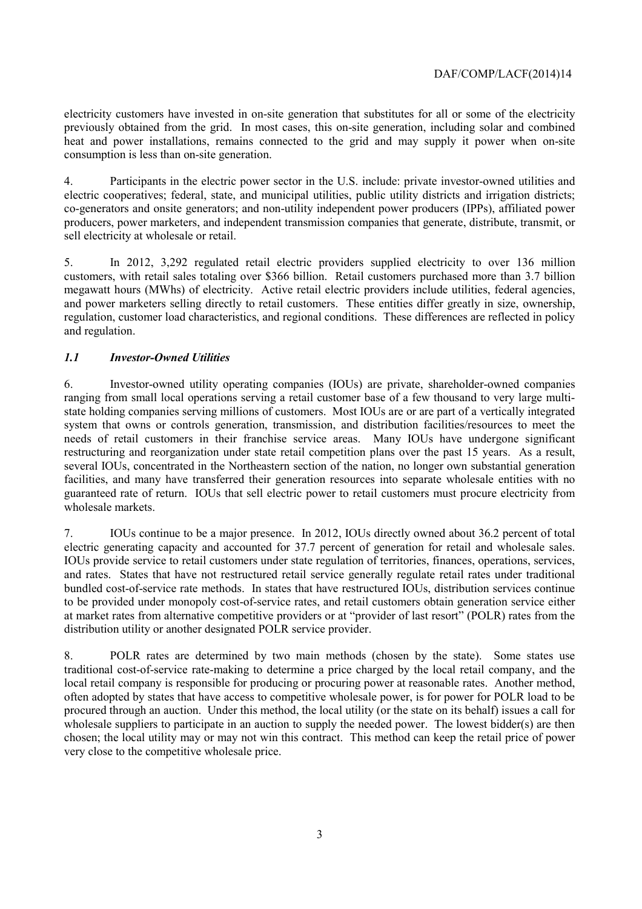electricity customers have invested in on-site generation that substitutes for all or some of the electricity previously obtained from the grid. In most cases, this on-site generation, including solar and combined heat and power installations, remains connected to the grid and may supply it power when on-site consumption is less than on-site generation.

4. Participants in the electric power sector in the U.S. include: private investor-owned utilities and electric cooperatives; federal, state, and municipal utilities, public utility districts and irrigation districts; co-generators and onsite generators; and non-utility independent power producers (IPPs), affiliated power producers, power marketers, and independent transmission companies that generate, distribute, transmit, or sell electricity at wholesale or retail.

5. In 2012, 3,292 regulated retail electric providers supplied electricity to over 136 million customers, with retail sales totaling over $366 billion. Retail customers purchased more than 3.7 billion megawatt hours (MWhs) of electricity. Active retail electric providers include utilities, federal agencies, and power marketers selling directly to retail customers. These entities differ greatly in size, ownership, regulation, customer load characteristics, and regional conditions. These differences are reflected in policy and regulation.

### *1.1 Investor-Owned Utilities*

6. Investor-owned utility operating companies (IOUs) are private, shareholder-owned companies ranging from small local operations serving a retail customer base of a few thousand to very large multi-state holding companies serving millions of customers. Most IOUs are or are part of a vertically integrated system that owns or controls generation, transmission, and distribution facilities/resources to meet the needs of retail customers in their franchise service areas. Many IOUs have undergone significant restructuring and reorganization under state retail competition plans over the past 15 years. As a result, several IOUs, concentrated in the Northeastern section of the nation, no longer own substantial generation facilities, and many have transferred their generation resources into separate wholesale entities with no guaranteed rate of return. IOUs that sell electric power to retail customers must procure electricity from wholesale markets.

7. IOUs continue to be a major presence. In 2012, IOUs directly owned about 36.2 percent of total electric generating capacity and accounted for 37.7 percent of generation for retail and wholesale sales. IOUs provide service to retail customers under state regulation of territories, finances, operations, services, and rates. States that have not restructured retail service generally regulate retail rates under traditional bundled cost-of-service rate methods. In states that have restructured IOUs, distribution services continue to be provided under monopoly cost-of-service rates, and retail customers obtain generation service either at market rates from alternative competitive providers or at "provider of last resort" (POLR) rates from the distribution utility or another designated POLR service provider.

8. POLR rates are determined by two main methods (chosen by the state). Some states use traditional cost-of-service rate-making to determine a price charged by the local retail company, and the local retail company is responsible for producing or procuring power at reasonable rates. Another method, often adopted by states that have access to competitive wholesale power, is for power for POLR load to be procured through an auction. Under this method, the local utility (or the state on its behalf) issues a call for wholesale suppliers to participate in an auction to supply the needed power. The lowest bidder(s) are then chosen; the local utility may or may not win this contract. This method can keep the retail price of power very close to the competitive wholesale price.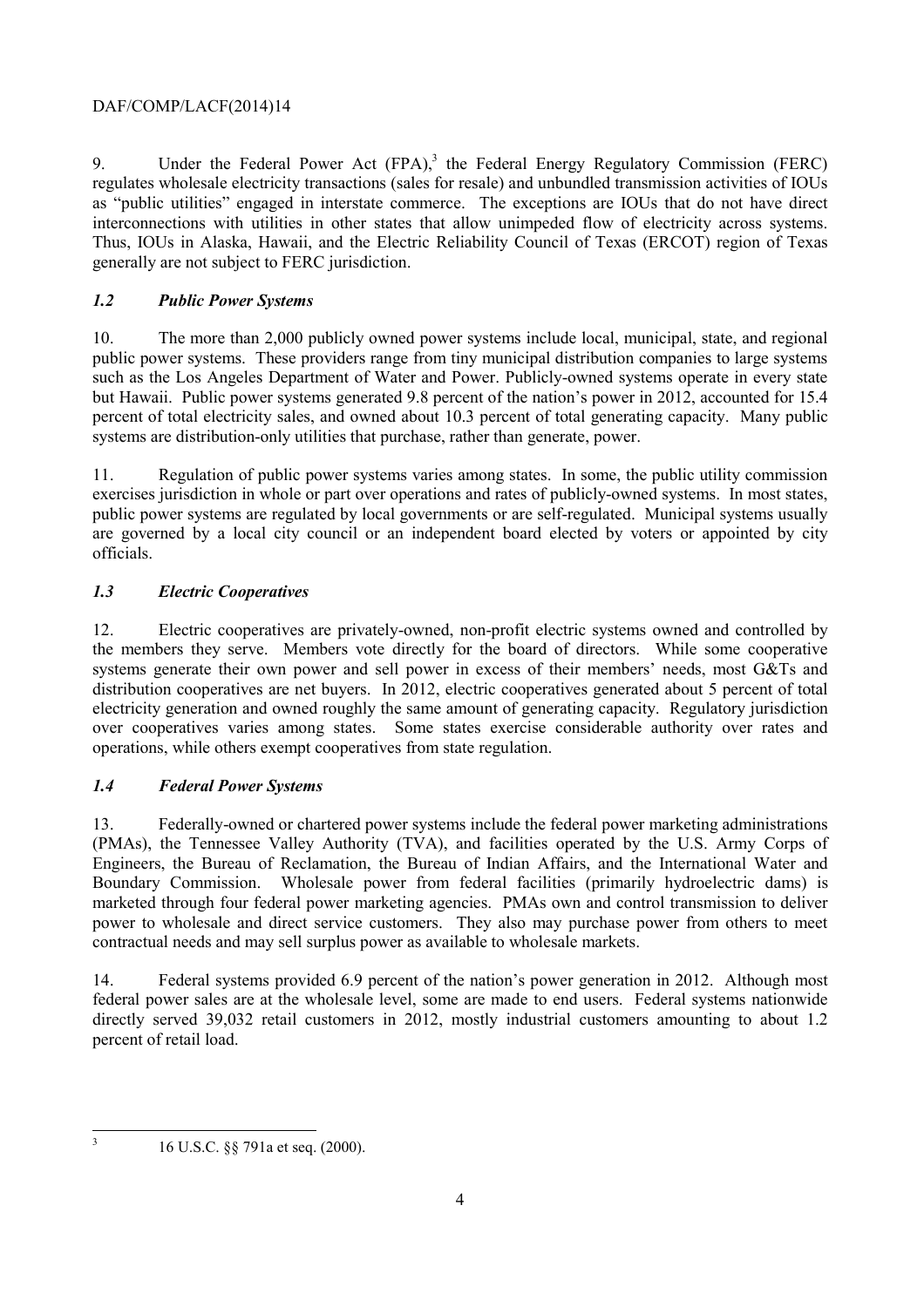9. Under the Federal Power Act (FPA),[3] the Federal Energy Regulatory Commission (FERC) regulates wholesale electricity transactions (sales for resale) and unbundled transmission activities of IOUs as "public utilities" engaged in interstate commerce. The exceptions are IOUs that do not have direct interconnections with utilities in other states that allow unimpeded flow of electricity across systems. Thus, IOUs in Alaska, Hawaii, and the Electric Reliability Council of Texas (ERCOT) region of Texas generally are not subject to FERC jurisdiction.

### *1.2 Public Power Systems*

10. The more than 2,000 publicly owned power systems include local, municipal, state, and regional public power systems. These providers range from tiny municipal distribution companies to large systems such as the Los Angeles Department of Water and Power. Publicly-owned systems operate in every state but Hawaii. Public power systems generated 9.8 percent of the nation's power in 2012, accounted for 15.4 percent of total electricity sales, and owned about 10.3 percent of total generating capacity. Many public systems are distribution-only utilities that purchase, rather than generate, power.

11. Regulation of public power systems varies among states. In some, the public utility commission exercises jurisdiction in whole or part over operations and rates of publicly-owned systems. In most states, public power systems are regulated by local governments or are self-regulated. Municipal systems usually are governed by a local city council or an independent board elected by voters or appointed by city officials.

### *1.3 Electric Cooperatives*

12. Electric cooperatives are privately-owned, non-profit electric systems owned and controlled by the members they serve. Members vote directly for the board of directors. While some cooperative systems generate their own power and sell power in excess of their members' needs, most G&Ts and distribution cooperatives are net buyers. In 2012, electric cooperatives generated about 5 percent of total electricity generation and owned roughly the same amount of generating capacity. Regulatory jurisdiction over cooperatives varies among states. Some states exercise considerable authority over rates and operations, while others exempt cooperatives from state regulation.

### *1.4 Federal Power Systems*

13. Federally-owned or chartered power systems include the federal power marketing administrations (PMAs), the Tennessee Valley Authority (TVA), and facilities operated by the U.S. Army Corps of Engineers, the Bureau of Reclamation, the Bureau of Indian Affairs, and the International Water and Boundary Commission. Wholesale power from federal facilities (primarily hydroelectric dams) is marketed through four federal power marketing agencies. PMAs own and control transmission to deliver power to wholesale and direct service customers. They also may purchase power from others to meet contractual needs and may sell surplus power as available to wholesale markets.

14. Federal systems provided 6.9 percent of the nation's power generation in 2012. Although most federal power sales are at the wholesale level, some are made to end users. Federal systems nationwide directly served 39,032 retail customers in 2012, mostly industrial customers amounting to about 1.2 percent of retail load.

---

[3] 16 U.S.C. §§ 791a et seq. (2000).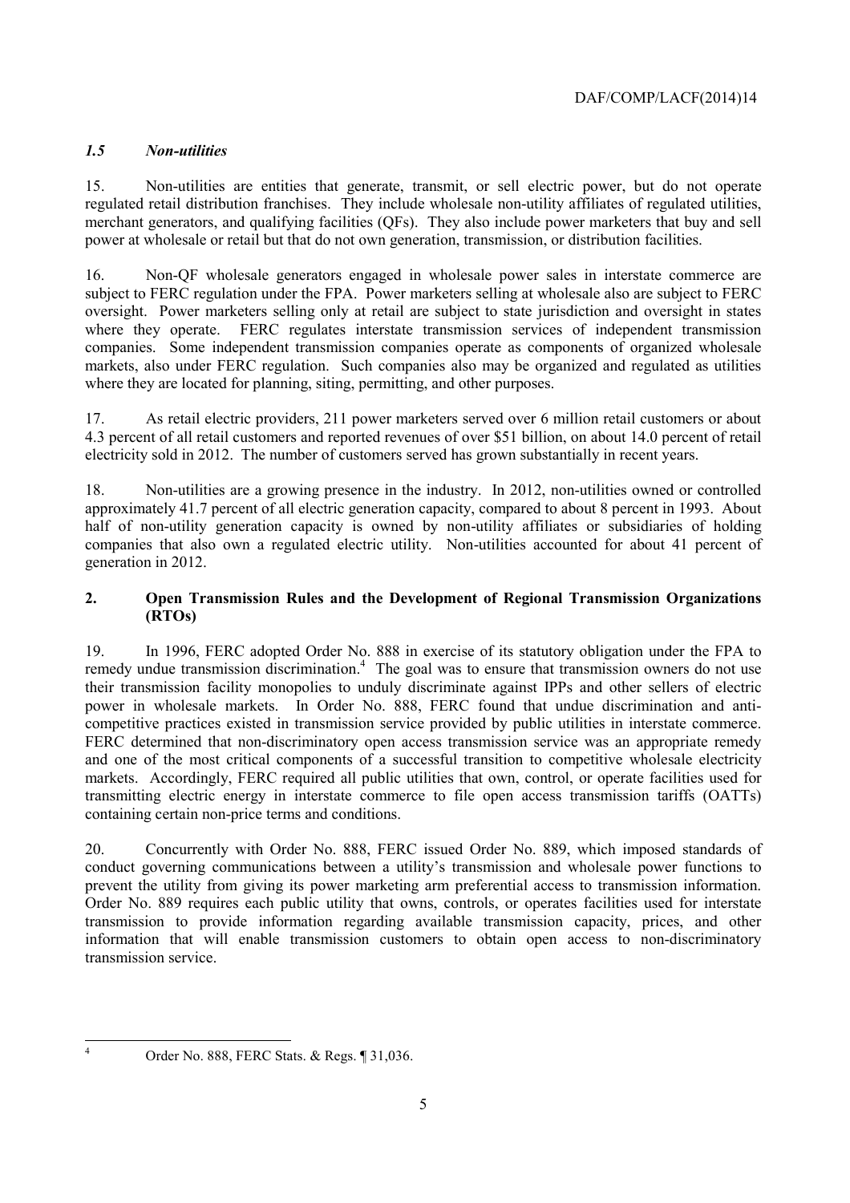### *1.5 Non-utilities*

15. Non-utilities are entities that generate, transmit, or sell electric power, but do not operate regulated retail distribution franchises. They include wholesale non-utility affiliates of regulated utilities, merchant generators, and qualifying facilities (QFs). They also include power marketers that buy and sell power at wholesale or retail but that do not own generation, transmission, or distribution facilities.

16. Non-QF wholesale generators engaged in wholesale power sales in interstate commerce are subject to FERC regulation under the FPA. Power marketers selling at wholesale also are subject to FERC oversight. Power marketers selling only at retail are subject to state jurisdiction and oversight in states where they operate. FERC regulates interstate transmission services of independent transmission companies. Some independent transmission companies operate as components of organized wholesale markets, also under FERC regulation. Such companies also may be organized and regulated as utilities where they are located for planning, siting, permitting, and other purposes.

17. As retail electric providers, 211 power marketers served over 6 million retail customers or about 4.3 percent of all retail customers and reported revenues of over $51 billion, on about 14.0 percent of retail electricity sold in 2012. The number of customers served has grown substantially in recent years.

18. Non-utilities are a growing presence in the industry. In 2012, non-utilities owned or controlled approximately 41.7 percent of all electric generation capacity, compared to about 8 percent in 1993. About half of non-utility generation capacity is owned by non-utility affiliates or subsidiaries of holding companies that also own a regulated electric utility. Non-utilities accounted for about 41 percent of generation in 2012.

## 2. Open Transmission Rules and the Development of Regional Transmission Organizations (RTOs)

19. In 1996, FERC adopted Order No. 888 in exercise of its statutory obligation under the FPA to remedy undue transmission discrimination.[4] The goal was to ensure that transmission owners do not use their transmission facility monopolies to unduly discriminate against IPPs and other sellers of electric power in wholesale markets. In Order No. 888, FERC found that undue discrimination and anti-competitive practices existed in transmission service provided by public utilities in interstate commerce. FERC determined that non-discriminatory open access transmission service was an appropriate remedy and one of the most critical components of a successful transition to competitive wholesale electricity markets. Accordingly, FERC required all public utilities that own, control, or operate facilities used for transmitting electric energy in interstate commerce to file open access transmission tariffs (OATTs) containing certain non-price terms and conditions.

20. Concurrently with Order No. 888, FERC issued Order No. 889, which imposed standards of conduct governing communications between a utility's transmission and wholesale power functions to prevent the utility from giving its power marketing arm preferential access to transmission information. Order No. 889 requires each public utility that owns, controls, or operates facilities used for interstate transmission to provide information regarding available transmission capacity, prices, and other information that will enable transmission customers to obtain open access to non-discriminatory transmission service.

---

[4] Order No. 888, FERC Stats. & Regs. ¶ 31,036.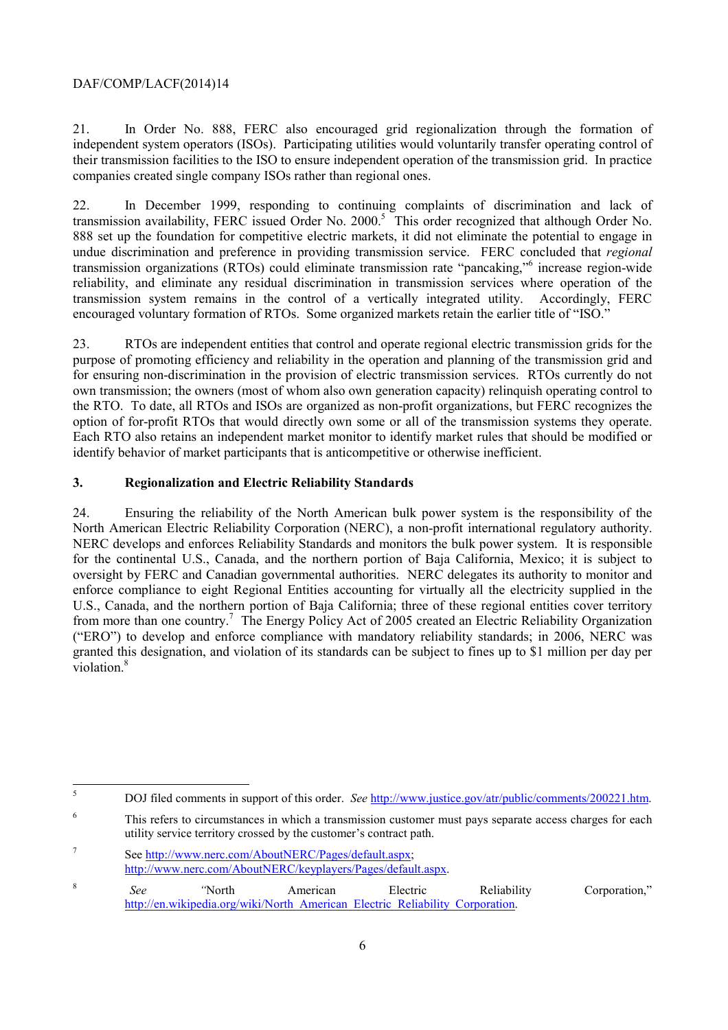21. In Order No. 888, FERC also encouraged grid regionalization through the formation of independent system operators (ISOs). Participating utilities would voluntarily transfer operating control of their transmission facilities to the ISO to ensure independent operation of the transmission grid. In practice companies created single company ISOs rather than regional ones.

22. In December 1999, responding to continuing complaints of discrimination and lack of transmission availability, FERC issued Order No. 2000.[5] This order recognized that although Order No. 888 set up the foundation for competitive electric markets, it did not eliminate the potential to engage in undue discrimination and preference in providing transmission service. FERC concluded that *regional* transmission organizations (RTOs) could eliminate transmission rate "pancaking,"[6] increase region-wide reliability, and eliminate any residual discrimination in transmission services where operation of the transmission system remains in the control of a vertically integrated utility. Accordingly, FERC encouraged voluntary formation of RTOs. Some organized markets retain the earlier title of "ISO."

23. RTOs are independent entities that control and operate regional electric transmission grids for the purpose of promoting efficiency and reliability in the operation and planning of the transmission grid and for ensuring non-discrimination in the provision of electric transmission services. RTOs currently do not own transmission; the owners (most of whom also own generation capacity) relinquish operating control to the RTO. To date, all RTOs and ISOs are organized as non-profit organizations, but FERC recognizes the option of for-profit RTOs that would directly own some or all of the transmission systems they operate. Each RTO also retains an independent market monitor to identify market rules that should be modified or identify behavior of market participants that is anticompetitive or otherwise inefficient.

### 3. Regionalization and Electric Reliability Standards

24. Ensuring the reliability of the North American bulk power system is the responsibility of the North American Electric Reliability Corporation (NERC), a non-profit international regulatory authority. NERC develops and enforces Reliability Standards and monitors the bulk power system. It is responsible for the continental U.S., Canada, and the northern portion of Baja California, Mexico; it is subject to oversight by FERC and Canadian governmental authorities. NERC delegates its authority to monitor and enforce compliance to eight Regional Entities accounting for virtually all the electricity supplied in the U.S., Canada, and the northern portion of Baja California; three of these regional entities cover territory from more than one country.[7] The Energy Policy Act of 2005 created an Electric Reliability Organization ("ERO") to develop and enforce compliance with mandatory reliability standards; in 2006, NERC was granted this designation, and violation of its standards can be subject to fines up to $1 million per day per violation.[8]

---

[5] DOJ filed comments in support of this order. *See* http://www.justice.gov/atr/public/comments/200221.htm.

[6] This refers to circumstances in which a transmission customer must pays separate access charges for each utility service territory crossed by the customer's contract path.

[7] See http://www.nerc.com/AboutNERC/Pages/default.aspx; http://www.nerc.com/AboutNERC/keyplayers/Pages/default.aspx.

[8] *See* "North American Electric Reliability Corporation," http://en.wikipedia.org/wiki/North_American_Electric_Reliability_Corporation.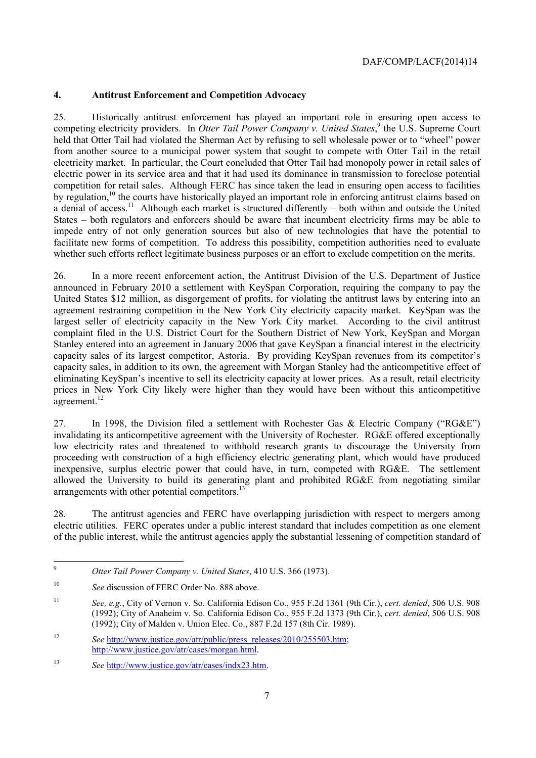## 4. Antitrust Enforcement and Competition Advocacy

25. Historically antitrust enforcement has played an important role in ensuring open access to competing electricity providers. In *Otter Tail Power Company v. United States*,[9] the U.S. Supreme Court held that Otter Tail had violated the Sherman Act by refusing to sell wholesale power or to "wheel" power from another source to a municipal power system that sought to compete with Otter Tail in the retail electricity market. In particular, the Court concluded that Otter Tail had monopoly power in retail sales of electric power in its service area and that it had used its dominance in transmission to foreclose potential competition for retail sales. Although FERC has since taken the lead in ensuring open access to facilities by regulation,[10] the courts have historically played an important role in enforcing antitrust claims based on a denial of access.[11] Although each market is structured differently – both within and outside the United States – both regulators and enforcers should be aware that incumbent electricity firms may be able to impede entry of not only generation sources but also of new technologies that have the potential to facilitate new forms of competition. To address this possibility, competition authorities need to evaluate whether such efforts reflect legitimate business purposes or an effort to exclude competition on the merits.

26. In a more recent enforcement action, the Antitrust Division of the U.S. Department of Justice announced in February 2010 a settlement with KeySpan Corporation, requiring the company to pay the United States $12 million, as disgorgement of profits, for violating the antitrust laws by entering into an agreement restraining competition in the New York City electricity capacity market. KeySpan was the largest seller of electricity capacity in the New York City market. According to the civil antitrust complaint filed in the U.S. District Court for the Southern District of New York, KeySpan and Morgan Stanley entered into an agreement in January 2006 that gave KeySpan a financial interest in the electricity capacity sales of its largest competitor, Astoria. By providing KeySpan revenues from its competitor's capacity sales, in addition to its own, the agreement with Morgan Stanley had the anticompetitive effect of eliminating KeySpan's incentive to sell its electricity capacity at lower prices. As a result, retail electricity prices in New York City likely were higher than they would have been without this anticompetitive agreement.[12]

27. In 1998, the Division filed a settlement with Rochester Gas & Electric Company ("RG&E") invalidating its anticompetitive agreement with the University of Rochester. RG&E offered exceptionally low electricity rates and threatened to withhold research grants to discourage the University from proceeding with construction of a high efficiency electric generating plant, which would have produced inexpensive, surplus electric power that could have, in turn, competed with RG&E. The settlement allowed the University to build its generating plant and prohibited RG&E from negotiating similar arrangements with other potential competitors.[13]

28. The antitrust agencies and FERC have overlapping jurisdiction with respect to mergers among electric utilities. FERC operates under a public interest standard that includes competition as one element of the public interest, while the antitrust agencies apply the substantial lessening of competition standard of

---

[9] *Otter Tail Power Company v. United States*, 410 U.S. 366 (1973).

[10] *See* discussion of FERC Order No. 888 above.

[11] *See, e.g.*, City of Vernon v. So. California Edison Co., 955 F.2d 1361 (9th Cir.), *cert. denied*, 506 U.S. 908 (1992); City of Anaheim v. So. California Edison Co., 955 F.2d 1373 (9th Cir.), *cert. denied*, 506 U.S. 908 (1992); City of Malden v. Union Elec. Co., 887 F.2d 157 (8th Cir. 1989).

[12] *See* http://www.justice.gov/atr/public/press_releases/2010/255503.htm; http://www.justice.gov/atr/cases/morgan.html.

[13] *See* http://www.justice.gov/atr/cases/indx23.htm.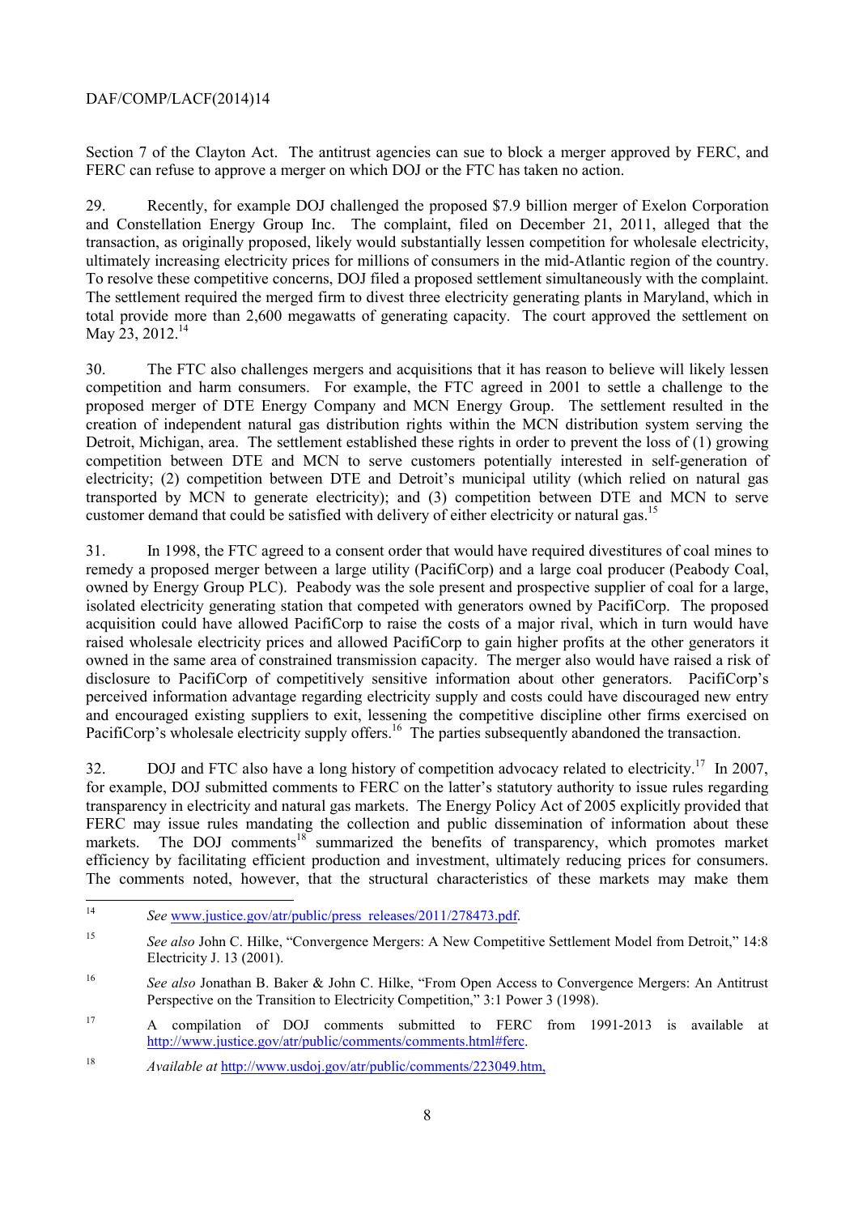Section 7 of the Clayton Act. The antitrust agencies can sue to block a merger approved by FERC, and FERC can refuse to approve a merger on which DOJ or the FTC has taken no action.

29. Recently, for example DOJ challenged the proposed $7.9 billion merger of Exelon Corporation and Constellation Energy Group Inc. The complaint, filed on December 21, 2011, alleged that the transaction, as originally proposed, likely would substantially lessen competition for wholesale electricity, ultimately increasing electricity prices for millions of consumers in the mid-Atlantic region of the country. To resolve these competitive concerns, DOJ filed a proposed settlement simultaneously with the complaint. The settlement required the merged firm to divest three electricity generating plants in Maryland, which in total provide more than 2,600 megawatts of generating capacity. The court approved the settlement on May 23, 2012.[14]

30. The FTC also challenges mergers and acquisitions that it has reason to believe will likely lessen competition and harm consumers. For example, the FTC agreed in 2001 to settle a challenge to the proposed merger of DTE Energy Company and MCN Energy Group. The settlement resulted in the creation of independent natural gas distribution rights within the MCN distribution system serving the Detroit, Michigan, area. The settlement established these rights in order to prevent the loss of (1) growing competition between DTE and MCN to serve customers potentially interested in self-generation of electricity; (2) competition between DTE and Detroit's municipal utility (which relied on natural gas transported by MCN to generate electricity); and (3) competition between DTE and MCN to serve customer demand that could be satisfied with delivery of either electricity or natural gas.[15]

31. In 1998, the FTC agreed to a consent order that would have required divestitures of coal mines to remedy a proposed merger between a large utility (PacifiCorp) and a large coal producer (Peabody Coal, owned by Energy Group PLC). Peabody was the sole present and prospective supplier of coal for a large, isolated electricity generating station that competed with generators owned by PacifiCorp. The proposed acquisition could have allowed PacifiCorp to raise the costs of a major rival, which in turn would have raised wholesale electricity prices and allowed PacifiCorp to gain higher profits at the other generators it owned in the same area of constrained transmission capacity. The merger also would have raised a risk of disclosure to PacifiCorp of competitively sensitive information about other generators. PacifiCorp's perceived information advantage regarding electricity supply and costs could have discouraged new entry and encouraged existing suppliers to exit, lessening the competitive discipline other firms exercised on PacifiCorp's wholesale electricity supply offers.[16] The parties subsequently abandoned the transaction.

32. DOJ and FTC also have a long history of competition advocacy related to electricity.[17] In 2007, for example, DOJ submitted comments to FERC on the latter's statutory authority to issue rules regarding transparency in electricity and natural gas markets. The Energy Policy Act of 2005 explicitly provided that FERC may issue rules mandating the collection and public dissemination of information about these markets. The DOJ comments[18] summarized the benefits of transparency, which promotes market efficiency by facilitating efficient production and investment, ultimately reducing prices for consumers. The comments noted, however, that the structural characteristics of these markets may make them

---

[14] *See* www.justice.gov/atr/public/press_releases/2011/278473.pdf.

[15] *See also* John C. Hilke, "Convergence Mergers: A New Competitive Settlement Model from Detroit," 14:8 Electricity J. 13 (2001).

[16] *See also* Jonathan B. Baker & John C. Hilke, "From Open Access to Convergence Mergers: An Antitrust Perspective on the Transition to Electricity Competition," 3:1 Power 3 (1998).

[17] A compilation of DOJ comments submitted to FERC from 1991-2013 is available at http://www.justice.gov/atr/public/comments/comments.html#ferc.

[18] *Available at* http://www.usdoj.gov/atr/public/comments/223049.htm,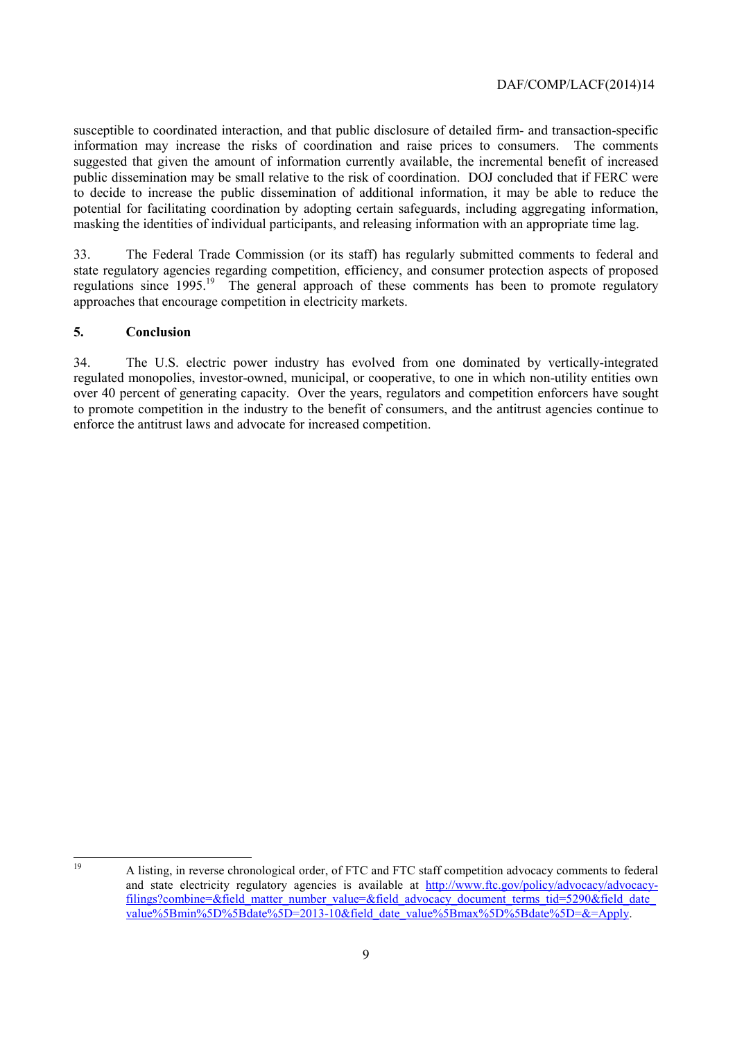susceptible to coordinated interaction, and that public disclosure of detailed firm- and transaction-specific information may increase the risks of coordination and raise prices to consumers. The comments suggested that given the amount of information currently available, the incremental benefit of increased public dissemination may be small relative to the risk of coordination. DOJ concluded that if FERC were to decide to increase the public dissemination of additional information, it may be able to reduce the potential for facilitating coordination by adopting certain safeguards, including aggregating information, masking the identities of individual participants, and releasing information with an appropriate time lag.

33. The Federal Trade Commission (or its staff) has regularly submitted comments to federal and state regulatory agencies regarding competition, efficiency, and consumer protection aspects of proposed regulations since 1995.[19] The general approach of these comments has been to promote regulatory approaches that encourage competition in electricity markets.

## 5. Conclusion

34. The U.S. electric power industry has evolved from one dominated by vertically-integrated regulated monopolies, investor-owned, municipal, or cooperative, to one in which non-utility entities own over 40 percent of generating capacity. Over the years, regulators and competition enforcers have sought to promote competition in the industry to the benefit of consumers, and the antitrust agencies continue to enforce the antitrust laws and advocate for increased competition.

---

[19] A listing, in reverse chronological order, of FTC and FTC staff competition advocacy comments to federal and state electricity regulatory agencies is available at http://www.ftc.gov/policy/advocacy/advocacy-filings?combine=&field_matter_number_value=&field_advocacy_document_terms_tid=5290&field_date_value%5Bmin%5D%5Bdate%5D=2013-10&field_date_value%5Bmax%5D%5Bdate%5D=&=Apply.